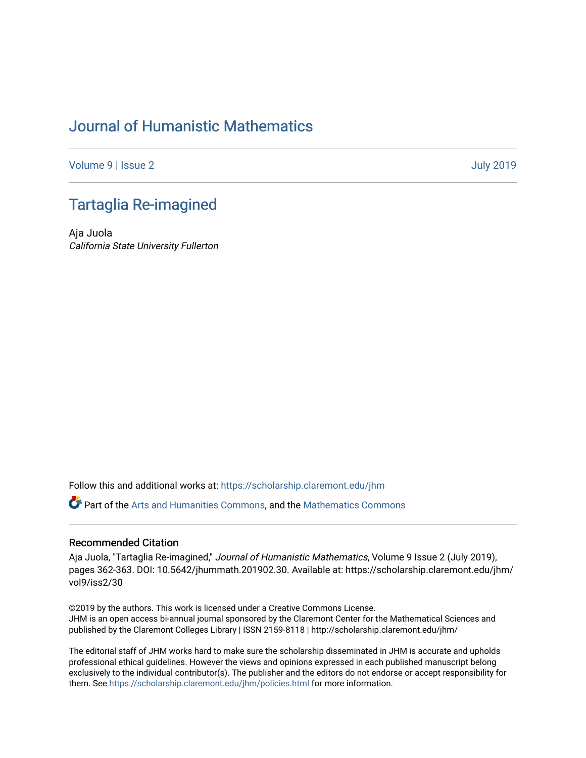# Journal of Humanistic Mathematics

Volume 9 | Issue 2 July 2019

## Tartaglia Re-imagined

Aja Juola
*California State University Fullerton*

Follow this and additional works at: https://scholarship.claremont.edu/jhm

Part of the Arts and Humanities Commons, and the Mathematics Commons

### Recommended Citation

Aja Juola, "Tartaglia Re-imagined," *Journal of Humanistic Mathematics*, Volume 9 Issue 2 (July 2019), pages 362-363. DOI: 10.5642/jhummath.201902.30. Available at: https://scholarship.claremont.edu/jhm/vol9/iss2/30

©2019 by the authors. This work is licensed under a Creative Commons License.
JHM is an open access bi-annual journal sponsored by the Claremont Center for the Mathematical Sciences and published by the Claremont Colleges Library | ISSN 2159-8118 | http://scholarship.claremont.edu/jhm/

The editorial staff of JHM works hard to make sure the scholarship disseminated in JHM is accurate and upholds professional ethical guidelines. However the views and opinions expressed in each published manuscript belong exclusively to the individual contributor(s). The publisher and the editors do not endorse or accept responsibility for them. See https://scholarship.claremont.edu/jhm/policies.html for more information.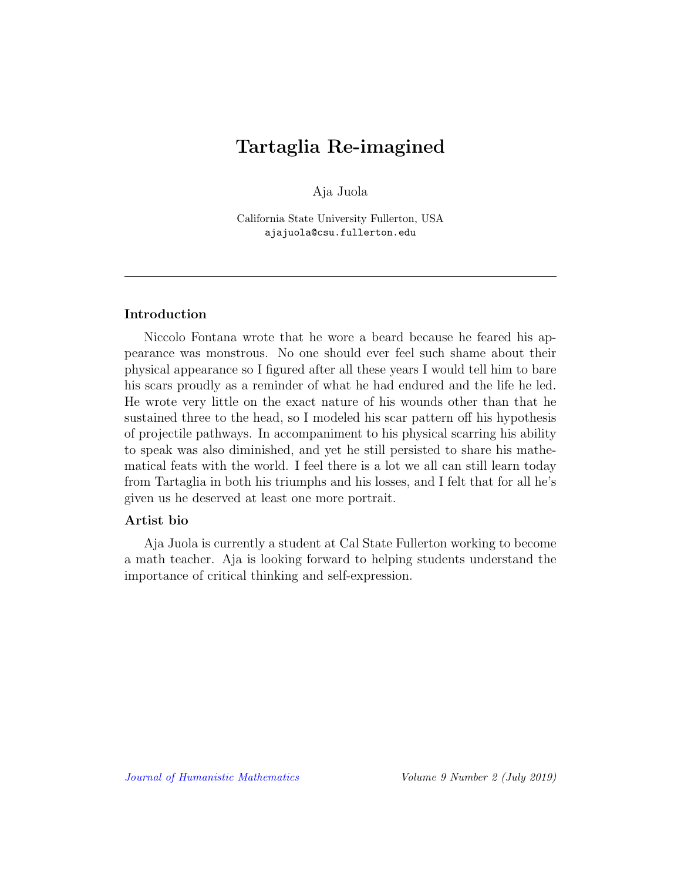# Tartaglia Re-imagined

Aja Juola

California State University Fullerton, USA
ajajuola@csu.fullerton.edu

---

### Introduction

Niccolo Fontana wrote that he wore a beard because he feared his appearance was monstrous. No one should ever feel such shame about their physical appearance so I figured after all these years I would tell him to bare his scars proudly as a reminder of what he had endured and the life he led. He wrote very little on the exact nature of his wounds other than that he sustained three to the head, so I modeled his scar pattern off his hypothesis of projectile pathways. In accompaniment to his physical scarring his ability to speak was also diminished, and yet he still persisted to share his mathematical feats with the world. I feel there is a lot we all can still learn today from Tartaglia in both his triumphs and his losses, and I felt that for all he's given us he deserved at least one more portrait.

### Artist bio

Aja Juola is currently a student at Cal State Fullerton working to become a math teacher. Aja is looking forward to helping students understand the importance of critical thinking and self-expression.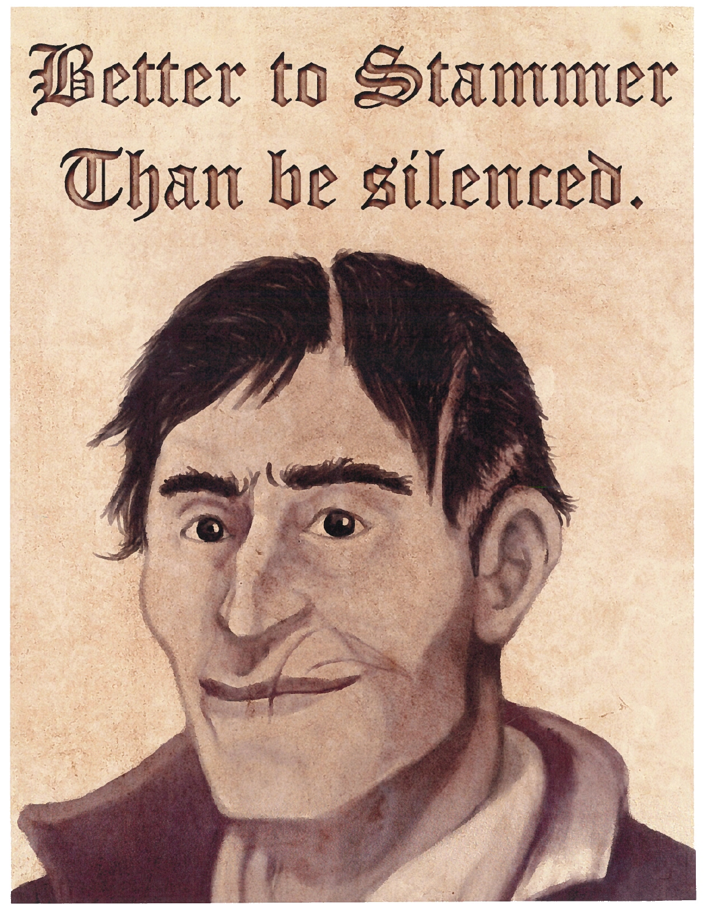# Better to Stammer Than be silenced.